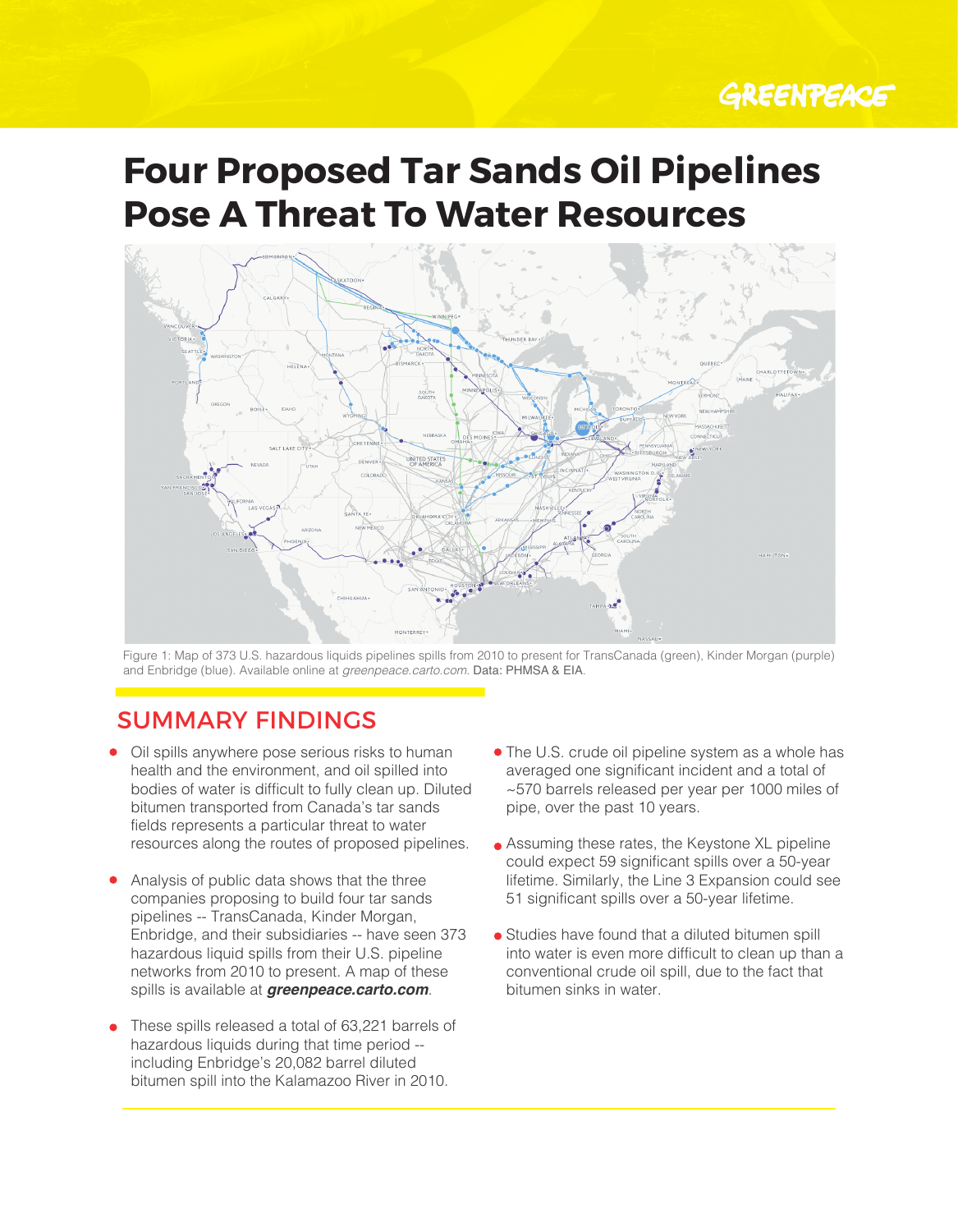# Four Proposed Tar Sands Oil Pipelines Pose A Threat To Water Resources

Figure 1: Map of 373 U.S. hazardous liquids pipelines spills from 2010 to present for TransCanada (green), Kinder Morgan (purple) and Enbridge (blue). Available online at *greenpeace.carto.com*. Data: PHMSA & EIA.

## SUMMARY FINDINGS

- Oil spills anywhere pose serious risks to human health and the environment, and oil spilled into bodies of water is difficult to fully clean up. Diluted bitumen transported from Canada's tar sands fields represents a particular threat to water resources along the routes of proposed pipelines.

- Analysis of public data shows that the three companies proposing to build four tar sands pipelines -- TransCanada, Kinder Morgan, Enbridge, and their subsidiaries -- have seen 373 hazardous liquid spills from their U.S. pipeline networks from 2010 to present. A map of these spills is available at ***greenpeace.carto.com***.

- These spills released a total of 63,221 barrels of hazardous liquids during that time period -- including Enbridge's 20,082 barrel diluted bitumen spill into the Kalamazoo River in 2010.

- The U.S. crude oil pipeline system as a whole has averaged one significant incident and a total of ~570 barrels released per year per 1000 miles of pipe, over the past 10 years.

- Assuming these rates, the Keystone XL pipeline could expect 59 significant spills over a 50-year lifetime. Similarly, the Line 3 Expansion could see 51 significant spills over a 50-year lifetime.

- Studies have found that a diluted bitumen spill into water is even more difficult to clean up than a conventional crude oil spill, due to the fact that bitumen sinks in water.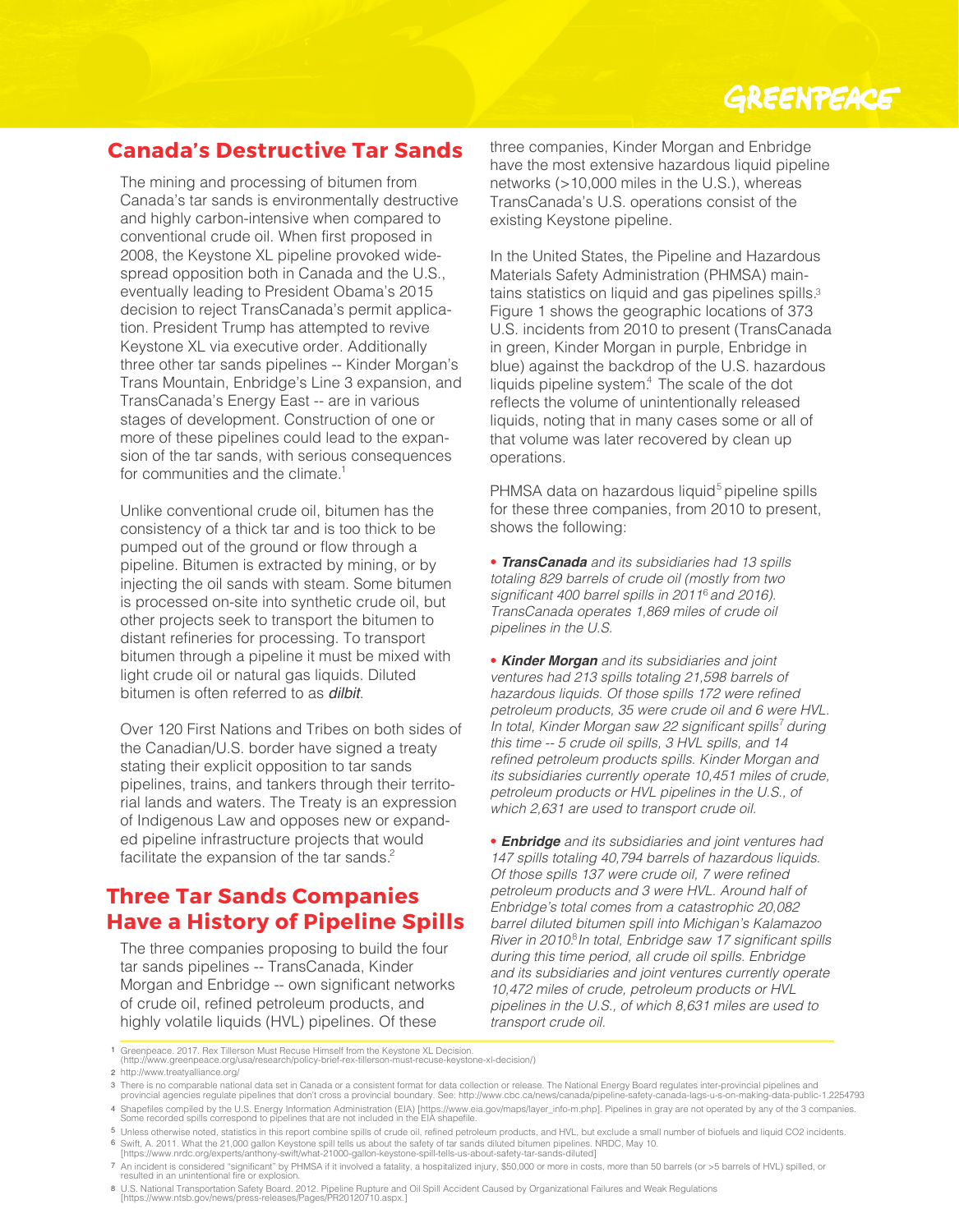## Canada's Destructive Tar Sands

The mining and processing of bitumen from Canada's tar sands is environmentally destructive and highly carbon-intensive when compared to conventional crude oil. When first proposed in 2008, the Keystone XL pipeline provoked widespread opposition both in Canada and the U.S., eventually leading to President Obama's 2015 decision to reject TransCanada's permit application. President Trump has attempted to revive Keystone XL via executive order. Additionally three other tar sands pipelines -- Kinder Morgan's Trans Mountain, Enbridge's Line 3 expansion, and TransCanada's Energy East -- are in various stages of development. Construction of one or more of these pipelines could lead to the expansion of the tar sands, with serious consequences for communities and the climate.[1]

Unlike conventional crude oil, bitumen has the consistency of a thick tar and is too thick to be pumped out of the ground or flow through a pipeline. Bitumen is extracted by mining, or by injecting the oil sands with steam. Some bitumen is processed on-site into synthetic crude oil, but other projects seek to transport the bitumen to distant refineries for processing. To transport bitumen through a pipeline it must be mixed with light crude oil or natural gas liquids. Diluted bitumen is often referred to as ***dilbit***.

Over 120 First Nations and Tribes on both sides of the Canadian/U.S. border have signed a treaty stating their explicit opposition to tar sands pipelines, trains, and tankers through their territorial lands and waters. The Treaty is an expression of Indigenous Law and opposes new or expanded pipeline infrastructure projects that would facilitate the expansion of the tar sands.[2]

## Three Tar Sands Companies Have a History of Pipeline Spills

The three companies proposing to build the four tar sands pipelines -- TransCanada, Kinder Morgan and Enbridge -- own significant networks of crude oil, refined petroleum products, and highly volatile liquids (HVL) pipelines. Of these three companies, Kinder Morgan and Enbridge have the most extensive hazardous liquid pipeline networks (>10,000 miles in the U.S.), whereas TransCanada's U.S. operations consist of the existing Keystone pipeline.

In the United States, the Pipeline and Hazardous Materials Safety Administration (PHMSA) maintains statistics on liquid and gas pipelines spills.[3] Figure 1 shows the geographic locations of 373 U.S. incidents from 2010 to present (TransCanada in green, Kinder Morgan in purple, Enbridge in blue) against the backdrop of the U.S. hazardous liquids pipeline system.[4] The scale of the dot reflects the volume of unintentionally released liquids, noting that in many cases some or all of that volume was later recovered by clean up operations.

PHMSA data on hazardous liquid[5] pipeline spills for these three companies, from 2010 to present, shows the following:

- ***TransCanada*** *and its subsidiaries had 13 spills totaling 829 barrels of crude oil (mostly from two significant 400 barrel spills in 2011[6] and 2016). TransCanada operates 1,869 miles of crude oil pipelines in the U.S.*

- ***Kinder Morgan*** *and its subsidiaries and joint ventures had 213 spills totaling 21,598 barrels of hazardous liquids. Of those spills 172 were refined petroleum products, 35 were crude oil and 6 were HVL. In total, Kinder Morgan saw 22 significant spills[7] during this time -- 5 crude oil spills, 3 HVL spills, and 14 refined petroleum products spills. Kinder Morgan and its subsidiaries currently operate 10,451 miles of crude, petroleum products or HVL pipelines in the U.S., of which 2,631 are used to transport crude oil.*

- ***Enbridge*** *and its subsidiaries and joint ventures had 147 spills totaling 40,794 barrels of hazardous liquids. Of those spills 137 were crude oil, 7 were refined petroleum products and 3 were HVL. Around half of Enbridge's total comes from a catastrophic 20,082 barrel diluted bitumen spill into Michigan's Kalamazoo River in 2010.[8] In total, Enbridge saw 17 significant spills during this time period, all crude oil spills. Enbridge and its subsidiaries and joint ventures currently operate 10,472 miles of crude, petroleum products or HVL pipelines in the U.S., of which 8,631 miles are used to transport crude oil.*

---

1 Greenpeace. 2017. Rex Tillerson Must Recuse Himself from the Keystone XL Decision. (http://www.greenpeace.org/usa/research/policy-brief-rex-tillerson-must-recuse-keystone-xl-decision/)

2 http://www.treatyalliance.org/

3 There is no comparable national data set in Canada or a consistent format for data collection or release. The National Energy Board regulates inter-provincial pipelines and provincial agencies regulate pipelines that don't cross a provincial boundary. See: http://www.cbc.ca/news/canada/pipeline-safety-canada-lags-u-s-on-making-data-public-1.2254793

4 Shapefiles compiled by the U.S. Energy Information Administration (EIA) [https://www.eia.gov/maps/layer_info-m.php]. Pipelines in gray are not operated by any of the 3 companies. Some recorded spills correspond to pipelines that are not included in the EIA shapefile.

5 Unless otherwise noted, statistics in this report combine spills of crude oil, refined petroleum products, and HVL, but exclude a small number of biofuels and liquid CO2 incidents.

6 Swift, A. 2011. What the 21,000 gallon Keystone spill tells us about the safety of tar sands diluted bitumen pipelines. NRDC, May 10. [https://www.nrdc.org/experts/anthony-swift/what-21000-gallon-keystone-spill-tells-us-about-safety-tar-sands-diluted]

7 An incident is considered "significant" by PHMSA if it involved a fatality, a hospitalized injury, $50,000 or more in costs, more than 50 barrels (or >5 barrels of HVL) spilled, or resulted in an unintentional fire or explosion.

8 U.S. National Transportation Safety Board. 2012. Pipeline Rupture and Oil Spill Accident Caused by Organizational Failures and Weak Regulations [https://www.ntsb.gov/news/press-releases/Pages/PR20120710.aspx.]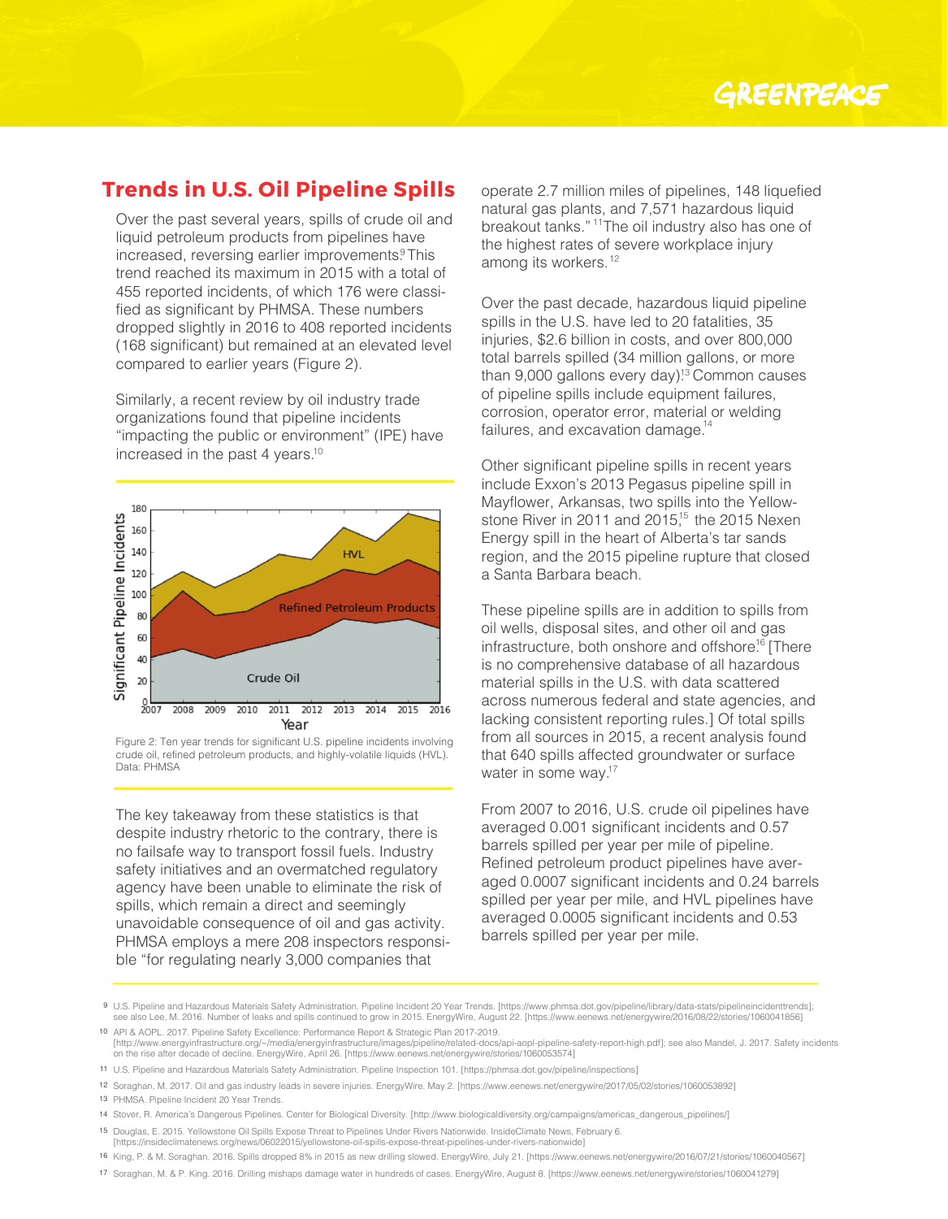## Trends in U.S. Oil Pipeline Spills

Over the past several years, spills of crude oil and liquid petroleum products from pipelines have increased, reversing earlier improvements.[9] This trend reached its maximum in 2015 with a total of 455 reported incidents, of which 176 were classified as significant by PHMSA. These numbers dropped slightly in 2016 to 408 reported incidents (168 significant) but remained at an elevated level compared to earlier years (Figure 2).

Similarly, a recent review by oil industry trade organizations found that pipeline incidents "impacting the public or environment" (IPE) have increased in the past 4 years.[10]

Figure 2: Ten year trends for significant U.S. pipeline incidents involving crude oil, refined petroleum products, and highly-volatile liquids (HVL). Data: PHMSA

The key takeaway from these statistics is that despite industry rhetoric to the contrary, there is no failsafe way to transport fossil fuels. Industry safety initiatives and an overmatched regulatory agency have been unable to eliminate the risk of spills, which remain a direct and seemingly unavoidable consequence of oil and gas activity. PHMSA employs a mere 208 inspectors responsible "for regulating nearly 3,000 companies that operate 2.7 million miles of pipelines, 148 liquefied natural gas plants, and 7,571 hazardous liquid breakout tanks."[11] The oil industry also has one of the highest rates of severe workplace injury among its workers.[12]

Over the past decade, hazardous liquid pipeline spills in the U.S. have led to 20 fatalities, 35 injuries, $2.6 billion in costs, and over 800,000 total barrels spilled (34 million gallons, or more than 9,000 gallons every day)![13] Common causes of pipeline spills include equipment failures, corrosion, operator error, material or welding failures, and excavation damage.[14]

Other significant pipeline spills in recent years include Exxon's 2013 Pegasus pipeline spill in Mayflower, Arkansas, two spills into the Yellowstone River in 2011 and 2015,[15] the 2015 Nexen Energy spill in the heart of Alberta's tar sands region, and the 2015 pipeline rupture that closed a Santa Barbara beach.

These pipeline spills are in addition to spills from oil wells, disposal sites, and other oil and gas infrastructure, both onshore and offshore.[16] [There is no comprehensive database of all hazardous material spills in the U.S. with data scattered across numerous federal and state agencies, and lacking consistent reporting rules.] Of total spills from all sources in 2015, a recent analysis found that 640 spills affected groundwater or surface water in some way.[17]

From 2007 to 2016, U.S. crude oil pipelines have averaged 0.001 significant incidents and 0.57 barrels spilled per year per mile of pipeline. Refined petroleum product pipelines have averaged 0.0007 significant incidents and 0.24 barrels spilled per year per mile, and HVL pipelines have averaged 0.0005 significant incidents and 0.53 barrels spilled per year per mile.

---

9 U.S. Pipeline and Hazardous Materials Safety Administration. Pipeline Incident 20 Year Trends. [https://www.phmsa.dot.gov/pipeline/library/data-stats/pipelineincidenttrends]; see also Lee, M. 2016. Number of leaks and spills continued to grow in 2015. EnergyWire, August 22. [https://www.eenews.net/energywire/2016/08/22/stories/1060041856]

10 API & AOPL. 2017. Pipeline Safety Excellence: Performance Report & Strategic Plan 2017-2019. [http://www.energyinfrastructure.org/~/media/energyinfrastructure/images/pipeline/related-docs/api-aopl-pipeline-safety-report-high.pdf]; see also Mandel, J. 2017. Safety incidents on the rise after decade of decline. EnergyWire, April 26. [https://www.eenews.net/energywire/stories/1060053574]

11 U.S. Pipeline and Hazardous Materials Safety Administration. Pipeline Inspection 101. [https://phmsa.dot.gov/pipeline/inspections]

12 Soraghan, M. 2017. Oil and gas industry leads in severe injuries. EnergyWire. May 2. [https://www.eenews.net/energywire/2017/05/02/stories/1060053892]

13 PHMSA. Pipeline Incident 20 Year Trends.

14 Stover, R. America's Dangerous Pipelines. Center for Biological Diversity. [http://www.biologicaldiversity.org/campaigns/americas_dangerous_pipelines/]

15 Douglas, E. 2015. Yellowstone Oil Spills Expose Threat to Pipelines Under Rivers Nationwide. InsideClimate News, February 6. [https://insideclimatenews.org/news/06022015/yellowstone-oil-spills-expose-threat-pipelines-under-rivers-nationwide]

16 King, P. & M. Soraghan. 2016. Spills dropped 8% in 2015 as new drilling slowed. EnergyWire, July 21. [https://www.eenews.net/energywire/2016/07/21/stories/1060040567]

17 Soraghan, M. & P. King. 2016. Drilling mishaps damage water in hundreds of cases. EnergyWire, August 8. [https://www.eenews.net/energywire/stories/1060041279]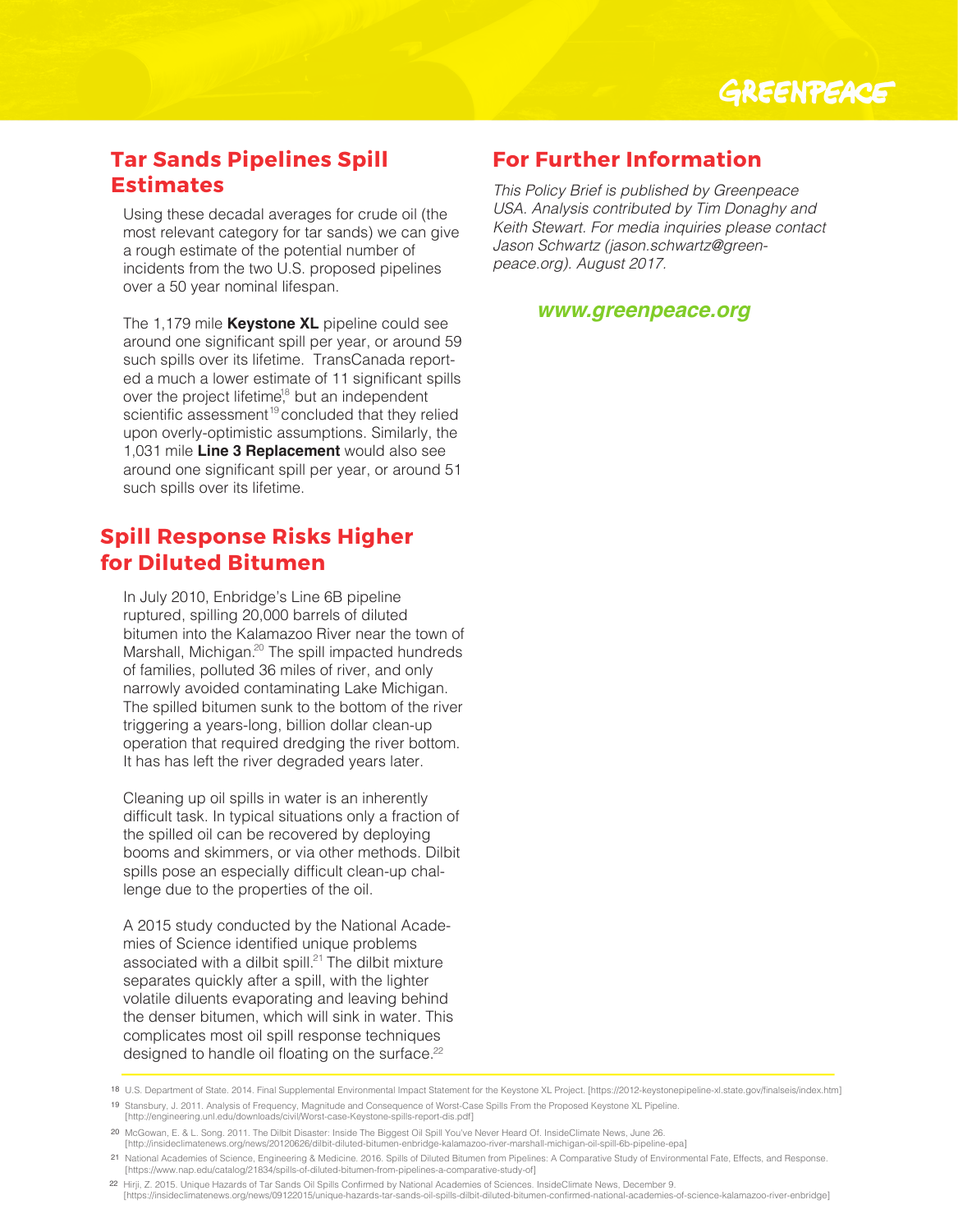## Tar Sands Pipelines Spill Estimates

Using these decadal averages for crude oil (the most relevant category for tar sands) we can give a rough estimate of the potential number of incidents from the two U.S. proposed pipelines over a 50 year nominal lifespan.

The 1,179 mile **Keystone XL** pipeline could see around one significant spill per year, or around 59 such spills over its lifetime. TransCanada reported a much a lower estimate of 11 significant spills over the project lifetime,[18] but an independent scientific assessment[19] concluded that they relied upon overly-optimistic assumptions. Similarly, the 1,031 mile **Line 3 Replacement** would also see around one significant spill per year, or around 51 such spills over its lifetime.

## Spill Response Risks Higher for Diluted Bitumen

In July 2010, Enbridge's Line 6B pipeline ruptured, spilling 20,000 barrels of diluted bitumen into the Kalamazoo River near the town of Marshall, Michigan.[20] The spill impacted hundreds of families, polluted 36 miles of river, and only narrowly avoided contaminating Lake Michigan. The spilled bitumen sunk to the bottom of the river triggering a years-long, billion dollar clean-up operation that required dredging the river bottom. It has has left the river degraded years later.

Cleaning up oil spills in water is an inherently difficult task. In typical situations only a fraction of the spilled oil can be recovered by deploying booms and skimmers, or via other methods. Dilbit spills pose an especially difficult clean-up challenge due to the properties of the oil.

A 2015 study conducted by the National Academies of Science identified unique problems associated with a dilbit spill.[21] The dilbit mixture separates quickly after a spill, with the lighter volatile diluents evaporating and leaving behind the denser bitumen, which will sink in water. This complicates most oil spill response techniques designed to handle oil floating on the surface.[22]

## For Further Information

*This Policy Brief is published by Greenpeace USA. Analysis contributed by Tim Donaghy and Keith Stewart. For media inquiries please contact Jason Schwartz (jason.schwartz@greenpeace.org). August 2017.*

***www.greenpeace.org***

---

18 U.S. Department of State. 2014. Final Supplemental Environmental Impact Statement for the Keystone XL Project. [https://2012-keystonepipeline-xl.state.gov/finalseis/index.htm]

19 Stansbury, J. 2011. Analysis of Frequency, Magnitude and Consequence of Worst-Case Spills From the Proposed Keystone XL Pipeline. [http://engineering.unl.edu/downloads/civil/Worst-case-Keystone-spills-report-dis.pdf]

20 McGowan, E. & L. Song. 2011. The Dilbit Disaster: Inside The Biggest Oil Spill You've Never Heard Of. InsideClimate News, June 26. [http://insideclimatenews.org/news/20120626/dilbit-diluted-bitumen-enbridge-kalamazoo-river-marshall-michigan-oil-spill-6b-pipeline-epa]

21 National Academies of Science, Engineering & Medicine. 2016. Spills of Diluted Bitumen from Pipelines: A Comparative Study of Environmental Fate, Effects, and Response. [https://www.nap.edu/catalog/21834/spills-of-diluted-bitumen-from-pipelines-a-comparative-study-of]

22 Hirji, Z. 2015. Unique Hazards of Tar Sands Oil Spills Confirmed by National Academies of Sciences. InsideClimate News, December 9. [https://insideclimatenews.org/news/09122015/unique-hazards-tar-sands-oil-spills-dilbit-diluted-bitumen-confirmed-national-academies-of-science-kalamazoo-river-enbridge]